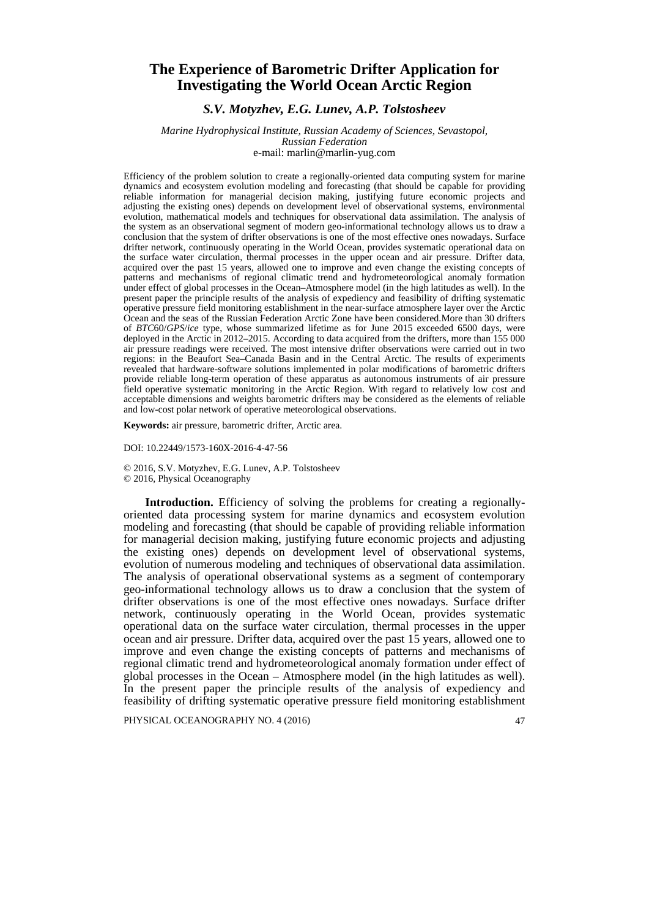# The Experience of Barometric Drifter Application for Investigating the World Ocean Arctic Region

### *S.V. Motyzhev, E.G. Lunev, A.P. Tolstosheev*

*Marine Hydrophysical Institute, Russian Academy of Sciences, Sevastopol, Russian Federation*
e-mail: marlin@marlin-yug.com

Efficiency of the problem solution to create a regionally-oriented data computing system for marine dynamics and ecosystem evolution modeling and forecasting (that should be capable for providing reliable information for managerial decision making, justifying future economic projects and adjusting the existing ones) depends on development level of observational systems, environmental evolution, mathematical models and techniques for observational data assimilation. The analysis of the system as an observational segment of modern geo-informational technology allows us to draw a conclusion that the system of drifter observations is one of the most effective ones nowadays. Surface drifter network, continuously operating in the World Ocean, provides systematic operational data on the surface water circulation, thermal processes in the upper ocean and air pressure. Drifter data, acquired over the past 15 years, allowed one to improve and even change the existing concepts of patterns and mechanisms of regional climatic trend and hydrometeorological anomaly formation under effect of global processes in the Ocean–Atmosphere model (in the high latitudes as well). In the present paper the principle results of the analysis of expediency and feasibility of drifting systematic operative pressure field monitoring establishment in the near-surface atmosphere layer over the Arctic Ocean and the seas of the Russian Federation Arctic Zone have been considered.More than 30 drifters of *BTC*60/*GPS*/*ice* type, whose summarized lifetime as for June 2015 exceeded 6500 days, were deployed in the Arctic in 2012–2015. According to data acquired from the drifters, more than 155 000 air pressure readings were received. The most intensive drifter observations were carried out in two regions: in the Beaufort Sea–Canada Basin and in the Central Arctic. The results of experiments revealed that hardware-software solutions implemented in polar modifications of barometric drifters provide reliable long-term operation of these apparatus as autonomous instruments of air pressure field operative systematic monitoring in the Arctic Region. With regard to relatively low cost and acceptable dimensions and weights barometric drifters may be considered as the elements of reliable and low-cost polar network of operative meteorological observations.

**Keywords:** air pressure, barometric drifter, Arctic area.

DOI: 10.22449/1573-160X-2016-4-47-56

© 2016, S.V. Motyzhev, E.G. Lunev, A.P. Tolstosheev
© 2016, Physical Oceanography

**Introduction.** Efficiency of solving the problems for creating a regionally-oriented data processing system for marine dynamics and ecosystem evolution modeling and forecasting (that should be capable of providing reliable information for managerial decision making, justifying future economic projects and adjusting the existing ones) depends on development level of observational systems, evolution of numerous modeling and techniques of observational data assimilation. The analysis of operational observational systems as a segment of contemporary geo-informational technology allows us to draw a conclusion that the system of drifter observations is one of the most effective ones nowadays. Surface drifter network, continuously operating in the World Ocean, provides systematic operational data on the surface water circulation, thermal processes in the upper ocean and air pressure. Drifter data, acquired over the past 15 years, allowed one to improve and even change the existing concepts of patterns and mechanisms of regional climatic trend and hydrometeorological anomaly formation under effect of global processes in the Ocean – Atmosphere model (in the high latitudes as well). In the present paper the principle results of the analysis of expediency and feasibility of drifting systematic operative pressure field monitoring establishment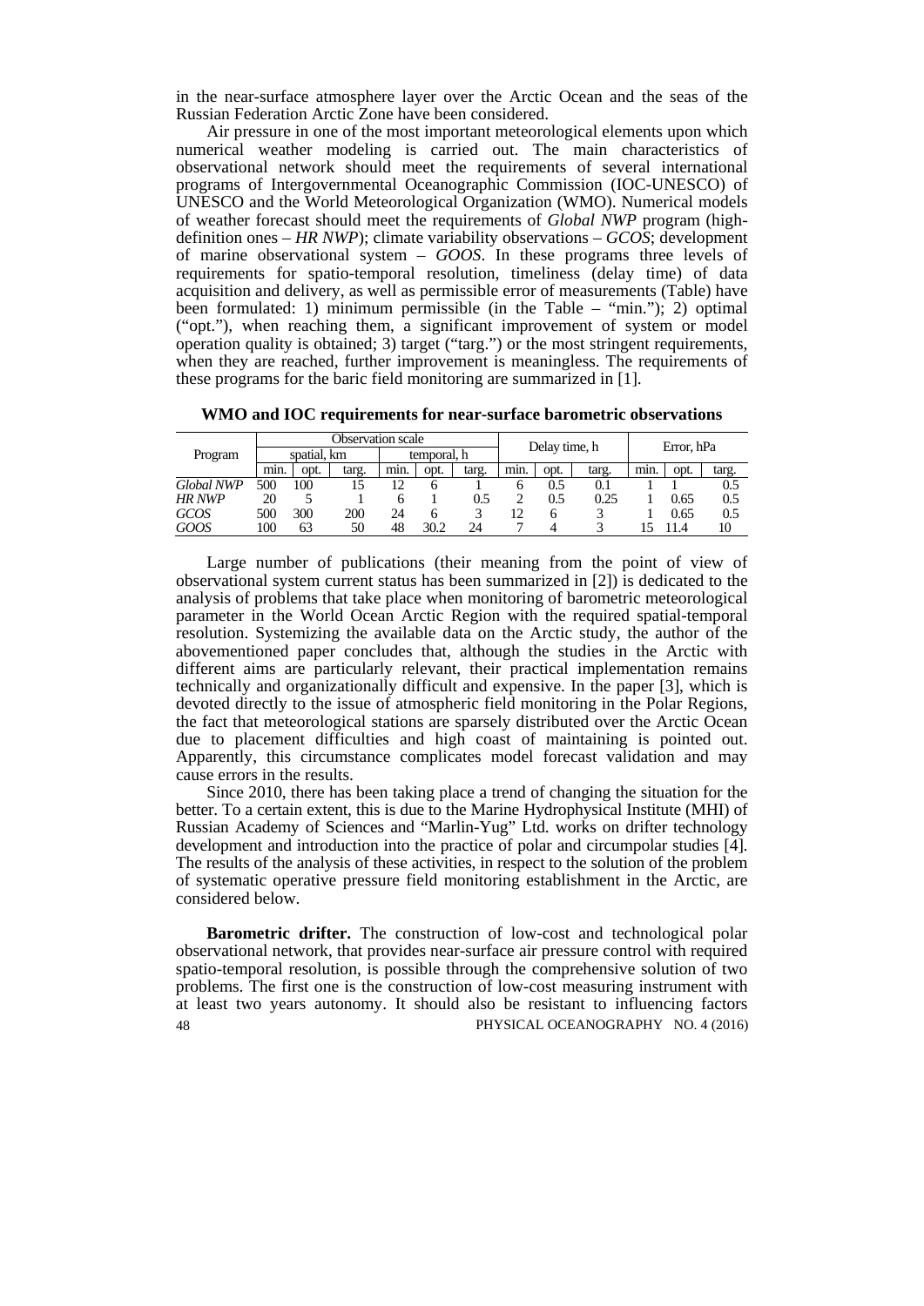in the near-surface atmosphere layer over the Arctic Ocean and the seas of the Russian Federation Arctic Zone have been considered.

Air pressure in one of the most important meteorological elements upon which numerical weather modeling is carried out. The main characteristics of observational network should meet the requirements of several international programs of Intergovernmental Oceanographic Commission (IOC-UNESCO) of UNESCO and the World Meteorological Organization (WMO). Numerical models of weather forecast should meet the requirements of *Global NWP* program (high-definition ones – *HR NWP*); climate variability observations – *GCOS*; development of marine observational system – *GOOS*. In these programs three levels of requirements for spatio-temporal resolution, timeliness (delay time) of data acquisition and delivery, as well as permissible error of measurements (Table) have been formulated: 1) minimum permissible (in the Table – "min."); 2) optimal ("opt."), when reaching them, a significant improvement of system or model operation quality is obtained; 3) target ("targ.") or the most stringent requirements, when they are reached, further improvement is meaningless. The requirements of these programs for the baric field monitoring are summarized in [1].

**WMO and IOC requirements for near-surface barometric observations**

| Program | Observation scale | | | | | | Delay time, h | | | Error, hPa | | |
|---|---|---|---|---|---|---|---|---|---|---|---|---|
| | spatial, km | | | temporal, h | | | | | | | | |
| | min. | opt. | targ. | min. | opt. | targ. | min. | opt. | targ. | min. | opt. | targ. |
| *Global NWP* | 500 | 100 | 15 | 12 | 6 | 1 | 6 | 0.5 | 0.1 | 1 | 1 | 0.5 |
| *HR NWP* | 20 | 5 | 1 | 6 | 1 | 0.5 | 2 | 0.5 | 0.25 | 1 | 0.65 | 0.5 |
| *GCOS* | 500 | 300 | 200 | 24 | 6 | 3 | 12 | 6 | 3 | 1 | 0.65 | 0.5 |
| *GOOS* | 100 | 63 | 50 | 48 | 30.2 | 24 | 7 | 4 | 3 | 15 | 11.4 | 10 |

Large number of publications (their meaning from the point of view of observational system current status has been summarized in [2]) is dedicated to the analysis of problems that take place when monitoring of barometric meteorological parameter in the World Ocean Arctic Region with the required spatial-temporal resolution. Systemizing the available data on the Arctic study, the author of the abovementioned paper concludes that, although the studies in the Arctic with different aims are particularly relevant, their practical implementation remains technically and organizationally difficult and expensive. In the paper [3], which is devoted directly to the issue of atmospheric field monitoring in the Polar Regions, the fact that meteorological stations are sparsely distributed over the Arctic Ocean due to placement difficulties and high coast of maintaining is pointed out. Apparently, this circumstance complicates model forecast validation and may cause errors in the results.

Since 2010, there has been taking place a trend of changing the situation for the better. To a certain extent, this is due to the Marine Hydrophysical Institute (MHI) of Russian Academy of Sciences and "Marlin-Yug" Ltd. works on drifter technology development and introduction into the practice of polar and circumpolar studies [4]. The results of the analysis of these activities, in respect to the solution of the problem of systematic operative pressure field monitoring establishment in the Arctic, are considered below.

**Barometric drifter.** The construction of low-cost and technological polar observational network, that provides near-surface air pressure control with required spatio-temporal resolution, is possible through the comprehensive solution of two problems. The first one is the construction of low-cost measuring instrument with at least two years autonomy. It should also be resistant to influencing factors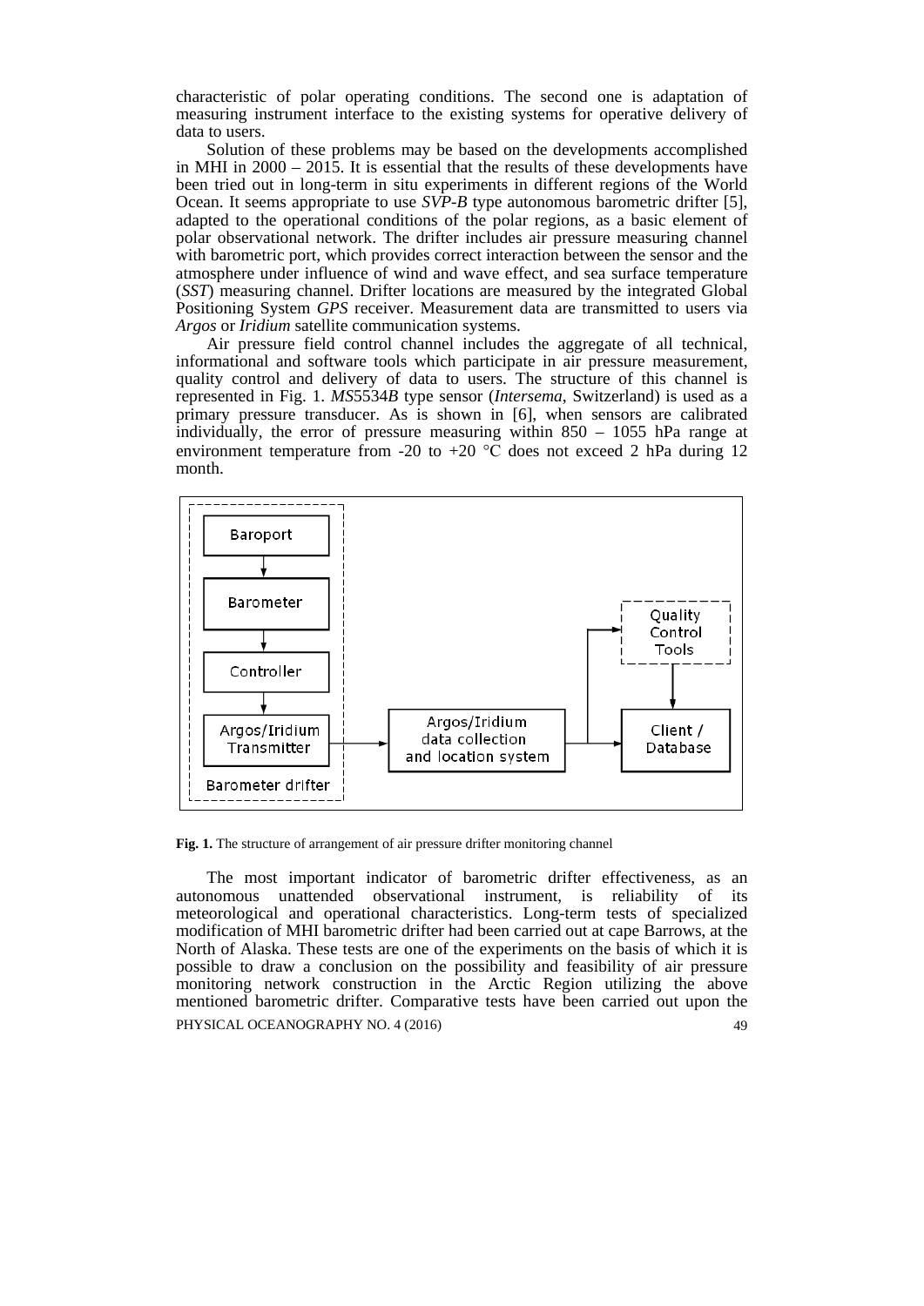characteristic of polar operating conditions. The second one is adaptation of measuring instrument interface to the existing systems for operative delivery of data to users.

Solution of these problems may be based on the developments accomplished in MHI in 2000 – 2015. It is essential that the results of these developments have been tried out in long-term in situ experiments in different regions of the World Ocean. It seems appropriate to use *SVP-B* type autonomous barometric drifter [5], adapted to the operational conditions of the polar regions, as a basic element of polar observational network. The drifter includes air pressure measuring channel with barometric port, which provides correct interaction between the sensor and the atmosphere under influence of wind and wave effect, and sea surface temperature (*SST*) measuring channel. Drifter locations are measured by the integrated Global Positioning System *GPS* receiver. Measurement data are transmitted to users via *Argos* or *Iridium* satellite communication systems.

Air pressure field control channel includes the aggregate of all technical, informational and software tools which participate in air pressure measurement, quality control and delivery of data to users. The structure of this channel is represented in Fig. 1. *MS*5534*B* type sensor (*Intersema*, Switzerland) is used as a primary pressure transducer. As is shown in [6], when sensors are calibrated individually, the error of pressure measuring within 850 – 1055 hPa range at environment temperature from -20 to +20 °C does not exceed 2 hPa during 12 month.

**Fig. 1.** The structure of arrangement of air pressure drifter monitoring channel

The most important indicator of barometric drifter effectiveness, as an autonomous unattended observational instrument, is reliability of its meteorological and operational characteristics. Long-term tests of specialized modification of MHI barometric drifter had been carried out at cape Barrows, at the North of Alaska. These tests are one of the experiments on the basis of which it is possible to draw a conclusion on the possibility and feasibility of air pressure monitoring network construction in the Arctic Region utilizing the above mentioned barometric drifter. Comparative tests have been carried out upon the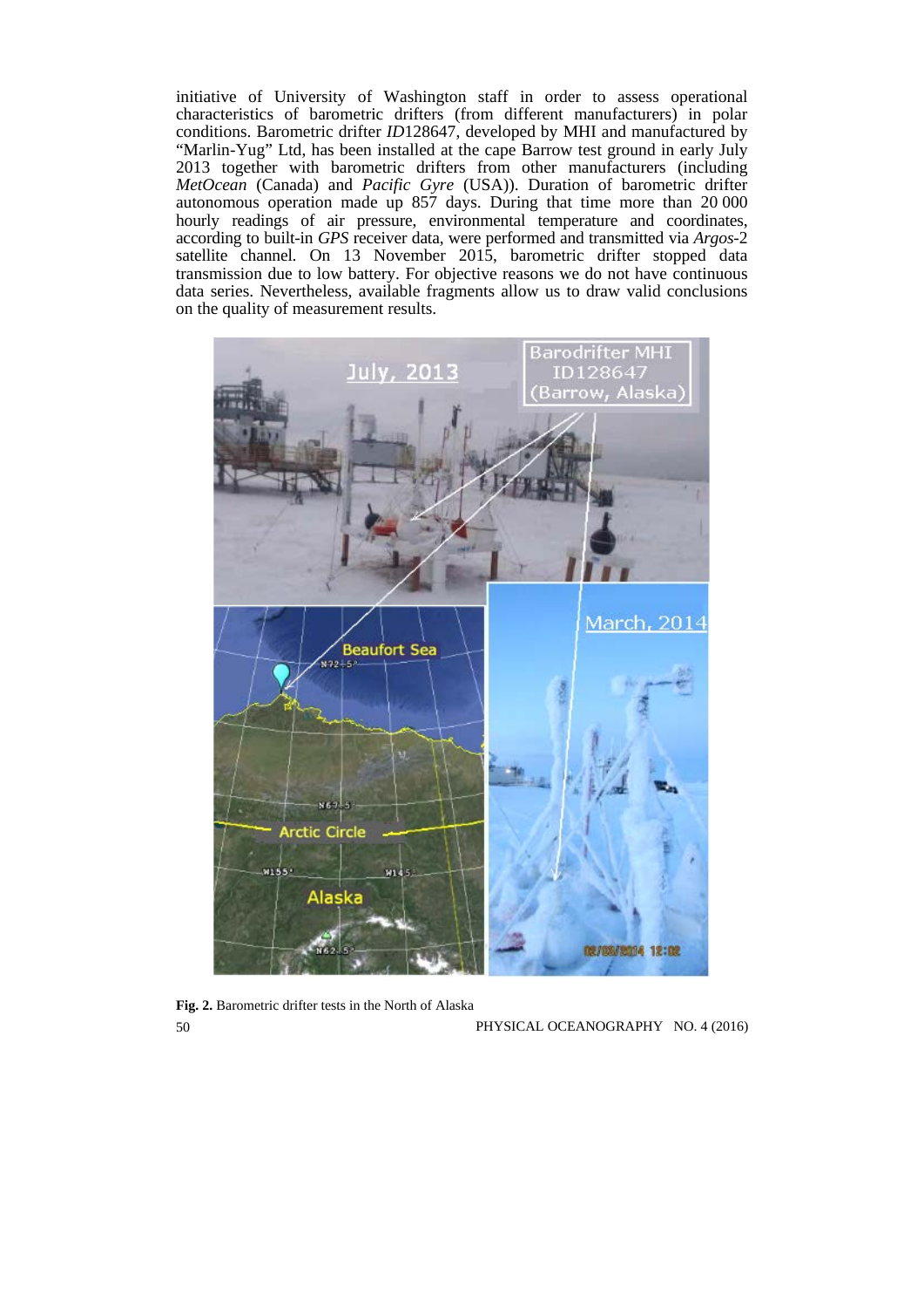initiative of University of Washington staff in order to assess operational characteristics of barometric drifters (from different manufacturers) in polar conditions. Barometric drifter *ID*128647, developed by MHI and manufactured by "Marlin-Yug" Ltd, has been installed at the cape Barrow test ground in early July 2013 together with barometric drifters from other manufacturers (including *MetOcean* (Canada) and *Pacific Gyre* (USA)). Duration of barometric drifter autonomous operation made up 857 days. During that time more than 20 000 hourly readings of air pressure, environmental temperature and coordinates, according to built-in *GPS* receiver data, were performed and transmitted via *Argos*-2 satellite channel. On 13 November 2015, barometric drifter stopped data transmission due to low battery. For objective reasons we do not have continuous data series. Nevertheless, available fragments allow us to draw valid conclusions on the quality of measurement results.

**Fig. 2.** Barometric drifter tests in the North of Alaska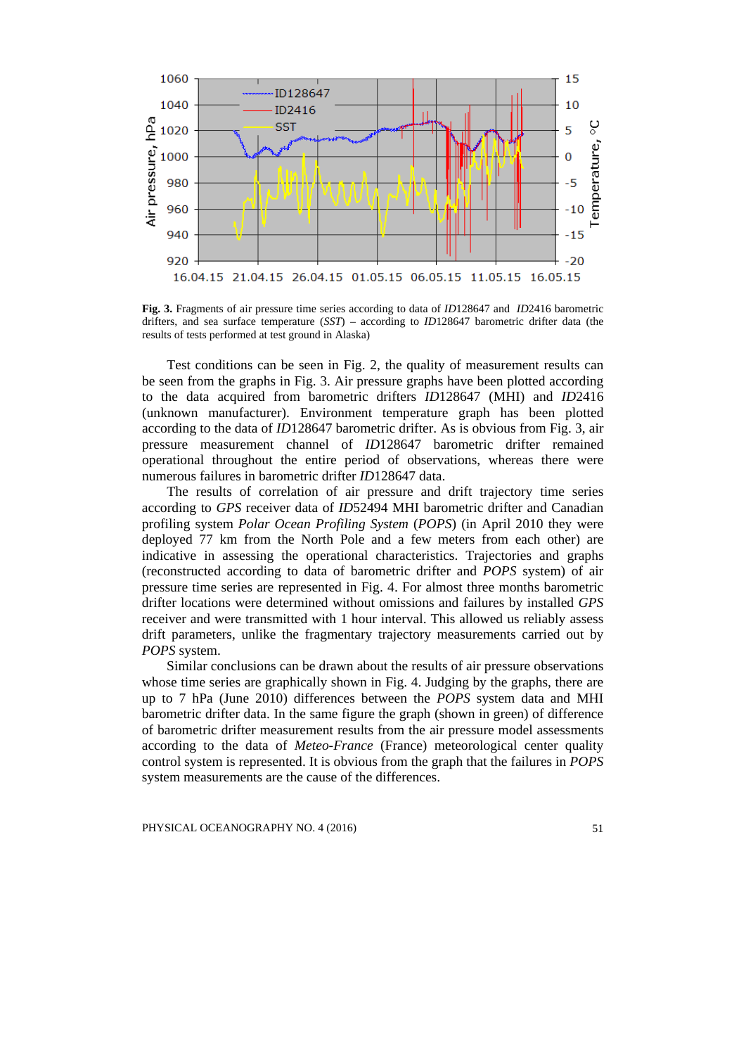**Fig. 3.** Fragments of air pressure time series according to data of *ID*128647 and *ID*2416 barometric drifters, and sea surface temperature (*SST*) – according to *ID*128647 barometric drifter data (the results of tests performed at test ground in Alaska)

Test conditions can be seen in Fig. 2, the quality of measurement results can be seen from the graphs in Fig. 3. Air pressure graphs have been plotted according to the data acquired from barometric drifters *ID*128647 (MHI) and *ID*2416 (unknown manufacturer). Environment temperature graph has been plotted according to the data of *ID*128647 barometric drifter. As is obvious from Fig. 3, air pressure measurement channel of *ID*128647 barometric drifter remained operational throughout the entire period of observations, whereas there were numerous failures in barometric drifter *ID*128647 data.

The results of correlation of air pressure and drift trajectory time series according to *GPS* receiver data of *ID*52494 MHI barometric drifter and Canadian profiling system *Polar Ocean Profiling System* (*POPS*) (in April 2010 they were deployed 77 km from the North Pole and a few meters from each other) are indicative in assessing the operational characteristics. Trajectories and graphs (reconstructed according to data of barometric drifter and *POPS* system) of air pressure time series are represented in Fig. 4. For almost three months barometric drifter locations were determined without omissions and failures by installed *GPS* receiver and were transmitted with 1 hour interval. This allowed us reliably assess drift parameters, unlike the fragmentary trajectory measurements carried out by *POPS* system.

Similar conclusions can be drawn about the results of air pressure observations whose time series are graphically shown in Fig. 4. Judging by the graphs, there are up to 7 hPa (June 2010) differences between the *POPS* system data and MHI barometric drifter data. In the same figure the graph (shown in green) of difference of barometric drifter measurement results from the air pressure model assessments according to the data of *Meteo-France* (France) meteorological center quality control system is represented. It is obvious from the graph that the failures in *POPS* system measurements are the cause of the differences.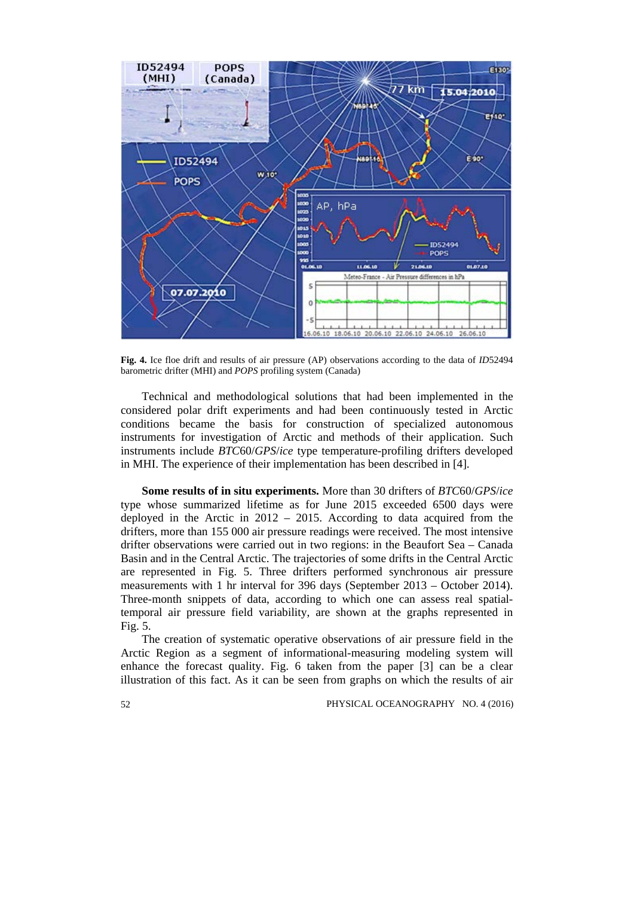**Fig. 4.** Ice floe drift and results of air pressure (AP) observations according to the data of *ID*52494 barometric drifter (MHI) and *POPS* profiling system (Canada)

Technical and methodological solutions that had been implemented in the considered polar drift experiments and had been continuously tested in Arctic conditions became the basis for construction of specialized autonomous instruments for investigation of Arctic and methods of their application. Such instruments include *BTC*60/*GPS*/*ice* type temperature-profiling drifters developed in MHI. The experience of their implementation has been described in [4].

**Some results of in situ experiments.** More than 30 drifters of *BTC*60/*GPS*/*ice* type whose summarized lifetime as for June 2015 exceeded 6500 days were deployed in the Arctic in 2012 – 2015. According to data acquired from the drifters, more than 155 000 air pressure readings were received. The most intensive drifter observations were carried out in two regions: in the Beaufort Sea – Canada Basin and in the Central Arctic. The trajectories of some drifts in the Central Arctic are represented in Fig. 5. Three drifters performed synchronous air pressure measurements with 1 hr interval for 396 days (September 2013 – October 2014). Three-month snippets of data, according to which one can assess real spatial-temporal air pressure field variability, are shown at the graphs represented in Fig. 5.

The creation of systematic operative observations of air pressure field in the Arctic Region as a segment of informational-measuring modeling system will enhance the forecast quality. Fig. 6 taken from the paper [3] can be a clear illustration of this fact. As it can be seen from graphs on which the results of air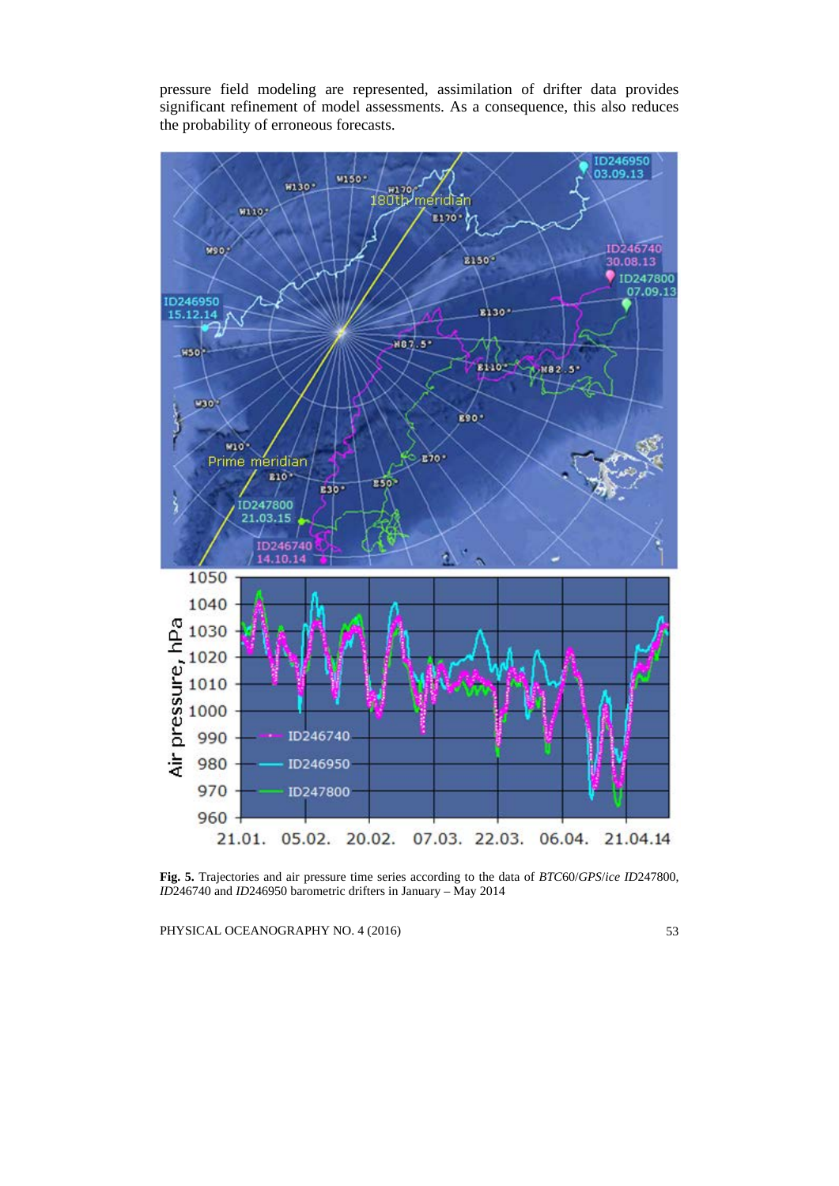pressure field modeling are represented, assimilation of drifter data provides significant refinement of model assessments. As a consequence, this also reduces the probability of erroneous forecasts.

**Fig. 5.** Trajectories and air pressure time series according to the data of *BTC*60/*GPS*/*ice ID*247800, *ID*246740 and *ID*246950 barometric drifters in January – May 2014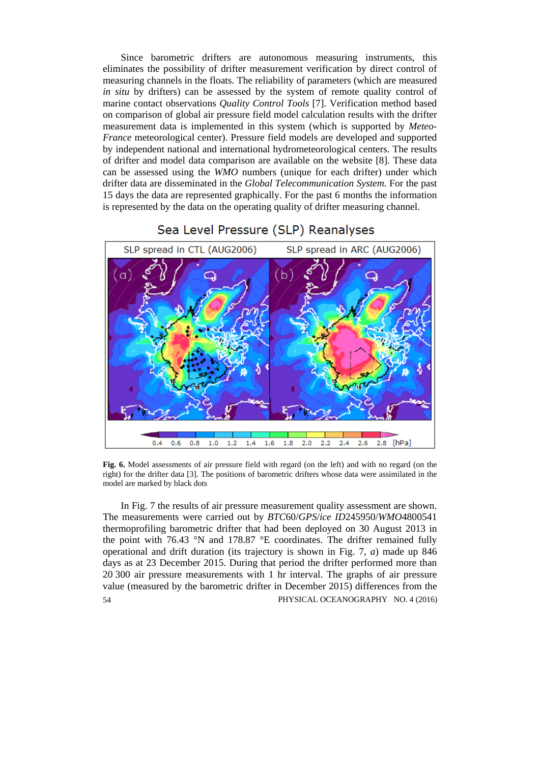Since barometric drifters are autonomous measuring instruments, this eliminates the possibility of drifter measurement verification by direct control of measuring channels in the floats. The reliability of parameters (which are measured *in situ* by drifters) can be assessed by the system of remote quality control of marine contact observations *Quality Control Tools* [7]. Verification method based on comparison of global air pressure field model calculation results with the drifter measurement data is implemented in this system (which is supported by *Meteo-France* meteorological center). Pressure field models are developed and supported by independent national and international hydrometeorological centers. The results of drifter and model data comparison are available on the website [8]. These data can be assessed using the *WMO* numbers (unique for each drifter) under which drifter data are disseminated in the *Global Telecommunication System*. For the past 15 days the data are represented graphically. For the past 6 months the information is represented by the data on the operating quality of drifter measuring channel.

**Fig. 6.** Model assessments of air pressure field with regard (on the left) and with no regard (on the right) for the drifter data [3]. The positions of barometric drifters whose data were assimilated in the model are marked by black dots

In Fig. 7 the results of air pressure measurement quality assessment are shown. The measurements were carried out by *BTC*60/*GPS*/*ice ID*245950/*WMO*4800541 thermoprofiling barometric drifter that had been deployed on 30 August 2013 in the point with 76.43 °N and 178.87 °E coordinates. The drifter remained fully operational and drift duration (its trajectory is shown in Fig. 7, *a*) made up 846 days as at 23 December 2015. During that period the drifter performed more than 20 300 air pressure measurements with 1 hr interval. The graphs of air pressure value (measured by the barometric drifter in December 2015) differences from the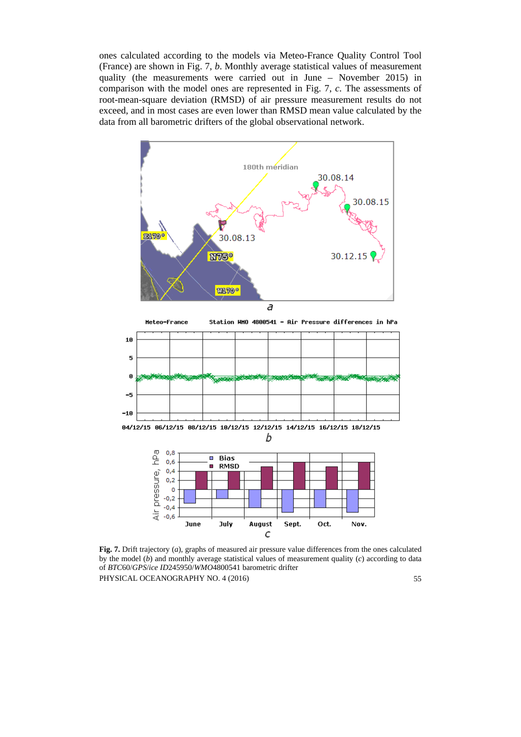ones calculated according to the models via Meteo-France Quality Control Tool (France) are shown in Fig. 7, *b*. Monthly average statistical values of measurement quality (the measurements were carried out in June – November 2015) in comparison with the model ones are represented in Fig. 7, *c*. The assessments of root-mean-square deviation (RMSD) of air pressure measurement results do not exceed, and in most cases are even lower than RMSD mean value calculated by the data from all barometric drifters of the global observational network.

**Fig. 7.** Drift trajectory (*a*), graphs of measured air pressure value differences from the ones calculated by the model (*b*) and monthly average statistical values of measurement quality (*c*) according to data of *BTC*60/*GPS*/*ice ID*245950/*WMO*4800541 barometric drifter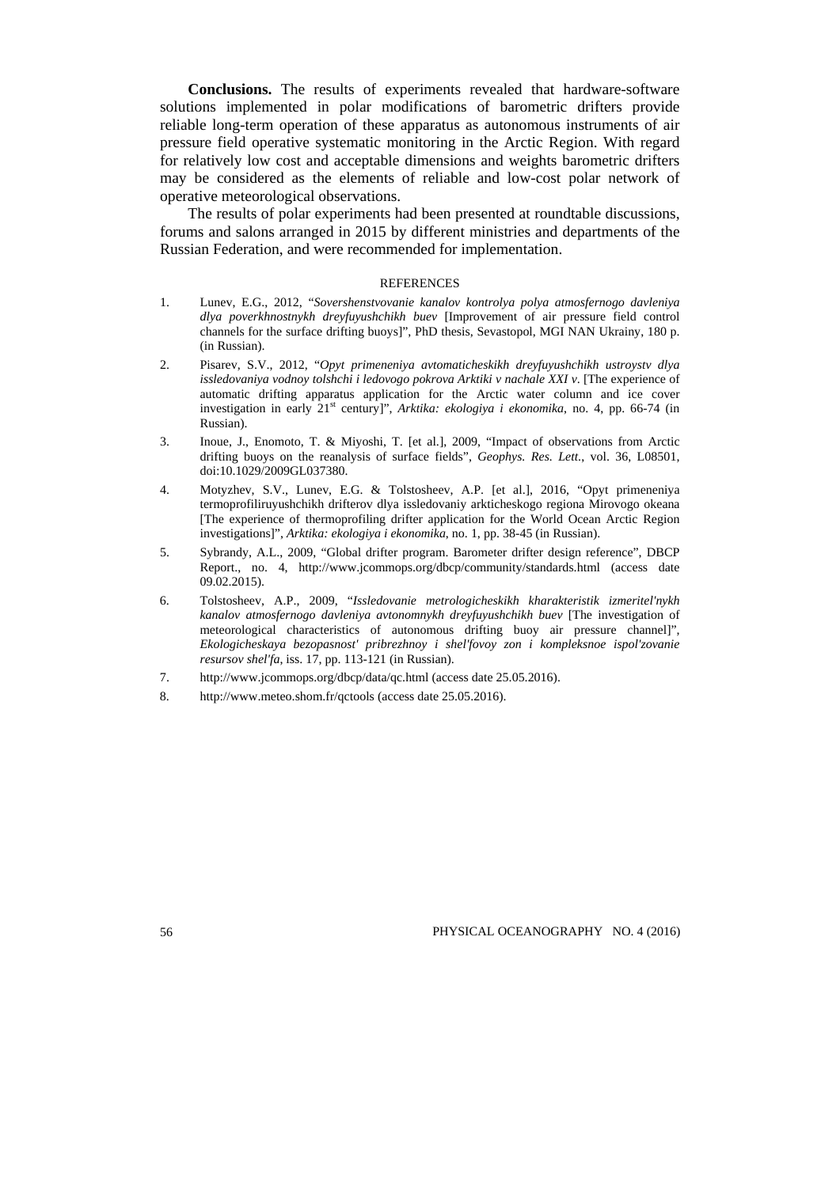**Conclusions.** The results of experiments revealed that hardware-software solutions implemented in polar modifications of barometric drifters provide reliable long-term operation of these apparatus as autonomous instruments of air pressure field operative systematic monitoring in the Arctic Region. With regard for relatively low cost and acceptable dimensions and weights barometric drifters may be considered as the elements of reliable and low-cost polar network of operative meteorological observations.

The results of polar experiments had been presented at roundtable discussions, forums and salons arranged in 2015 by different ministries and departments of the Russian Federation, and were recommended for implementation.

## REFERENCES

1. Lunev, E.G., 2012, "*Sovershenstvovanie kanalov kontrolya polya atmosfernogo davleniya dlya poverkhnostnykh dreyfuyushchikh buev* [Improvement of air pressure field control channels for the surface drifting buoys]", PhD thesis, Sevastopol, MGI NAN Ukrainy, 180 p. (in Russian).
2. Pisarev, S.V., 2012, "*Opyt primeneniya avtomaticheskikh dreyfuyushchikh ustroystv dlya issledovaniya vodnoy tolshchi i ledovogo pokrova Arktiki v nachale XXI v.* [The experience of automatic drifting apparatus application for the Arctic water column and ice cover investigation in early 21st century]", *Arktika: ekologiya i ekonomika*, no. 4, pp. 66-74 (in Russian).
3. Inoue, J., Enomoto, T. & Miyoshi, T. [et al.], 2009, "Impact of observations from Arctic drifting buoys on the reanalysis of surface fields", *Geophys. Res. Lett*., vol. 36, L08501, doi:10.1029/2009GL037380.
4. Motyzhev, S.V., Lunev, E.G. & Tolstosheev, A.P. [et al.], 2016, "Opyt primeneniya termoprofiliruyushchikh drifterov dlya issledovaniy arkticheskogo regiona Mirovogo okeana [The experience of thermoprofiling drifter application for the World Ocean Arctic Region investigations]", *Arktika: ekologiya i ekonomika*, no. 1, pp. 38-45 (in Russian).
5. Sybrandy, A.L., 2009, "Global drifter program. Barometer drifter design reference", DBCP Report., no. 4, http://www.jcommops.org/dbcp/community/standards.html (access date 09.02.2015).
6. Tolstosheev, A.P., 2009, "*Issledovanie metrologicheskikh kharakteristik izmeritel'nykh kanalov atmosfernogo davleniya avtonomnykh dreyfuyushchikh buev* [The investigation of meteorological characteristics of autonomous drifting buoy air pressure channel]", *Ekologicheskaya bezopasnost' pribrezhnoy i shel'fovoy zon i kompleksnoe ispol'zovanie resursov shel'fa*, iss. 17, pp. 113-121 (in Russian).
7. http://www.jcommops.org/dbcp/data/qc.html (access date 25.05.2016).
8. http://www.meteo.shom.fr/qctools (access date 25.05.2016).